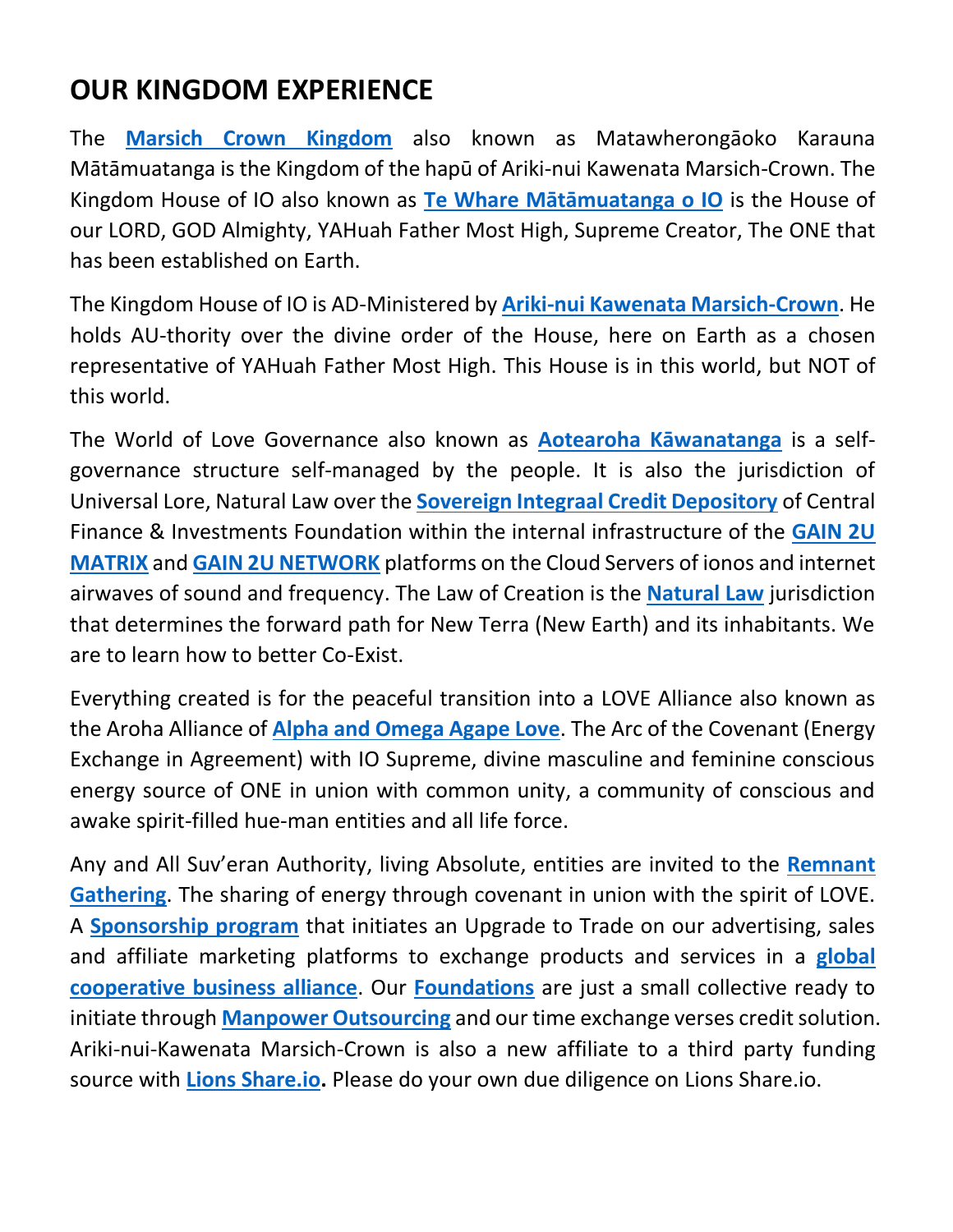# OUR KINGDOM EXPERIENCE

The **Marsich Crown Kingdom** also known as Matawherongāoko Karauna Mātāmuatanga is the Kingdom of the hapū of Ariki-nui Kawenata Marsich-Crown. The Kingdom House of IO also known as **Te Whare Mātāmuatanga o IO** is the House of our LORD, GOD Almighty, YAHuah Father Most High, Supreme Creator, The ONE that has been established on Earth.

The Kingdom House of IO is AD-Ministered by **Ariki-nui Kawenata Marsich-Crown**. He holds AU-thority over the divine order of the House, here on Earth as a chosen representative of YAHuah Father Most High. This House is in this world, but NOT of this world.

The World of Love Governance also known as **Aotearoha Kāwanatanga** is a self-governance structure self-managed by the people. It is also the jurisdiction of Universal Lore, Natural Law over the **Sovereign Integraal Credit Depository** of Central Finance & Investments Foundation within the internal infrastructure of the **GAIN 2U MATRIX** and **GAIN 2U NETWORK** platforms on the Cloud Servers of ionos and internet airwaves of sound and frequency. The Law of Creation is the **Natural Law** jurisdiction that determines the forward path for New Terra (New Earth) and its inhabitants. We are to learn how to better Co-Exist.

Everything created is for the peaceful transition into a LOVE Alliance also known as the Aroha Alliance of **Alpha and Omega Agape Love**. The Arc of the Covenant (Energy Exchange in Agreement) with IO Supreme, divine masculine and feminine conscious energy source of ONE in union with common unity, a community of conscious and awake spirit-filled hue-man entities and all life force.

Any and All Suv'eran Authority, living Absolute, entities are invited to the **Remnant Gathering**. The sharing of energy through covenant in union with the spirit of LOVE. A **Sponsorship program** that initiates an Upgrade to Trade on our advertising, sales and affiliate marketing platforms to exchange products and services in a **global cooperative business alliance**. Our **Foundations** are just a small collective ready to initiate through **Manpower Outsourcing** and our time exchange verses credit solution. Ariki-nui-Kawenata Marsich-Crown is also a new affiliate to a third party funding source with **Lions Share.io.** Please do your own due diligence on Lions Share.io.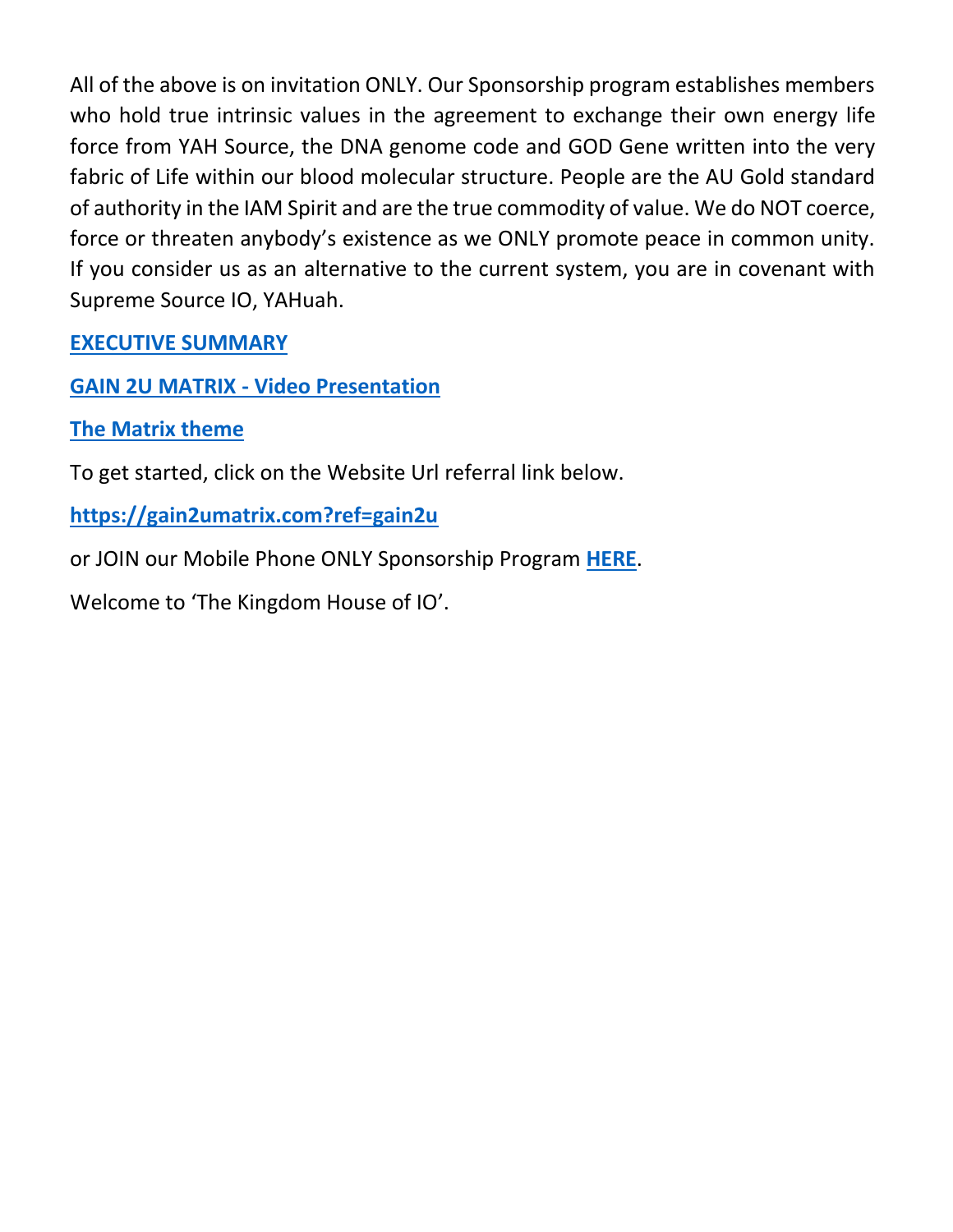All of the above is on invitation ONLY. Our Sponsorship program establishes members who hold true intrinsic values in the agreement to exchange their own energy life force from YAH Source, the DNA genome code and GOD Gene written into the very fabric of Life within our blood molecular structure. People are the AU Gold standard of authority in the IAM Spirit and are the true commodity of value. We do NOT coerce, force or threaten anybody's existence as we ONLY promote peace in common unity. If you consider us as an alternative to the current system, you are in covenant with Supreme Source IO, YAHuah.

**EXECUTIVE SUMMARY**

**GAIN 2U MATRIX - Video Presentation**

**The Matrix theme**

To get started, click on the Website Url referral link below.

**https://gain2umatrix.com?ref=gain2u**

or JOIN our Mobile Phone ONLY Sponsorship Program **HERE**.

Welcome to 'The Kingdom House of IO'.